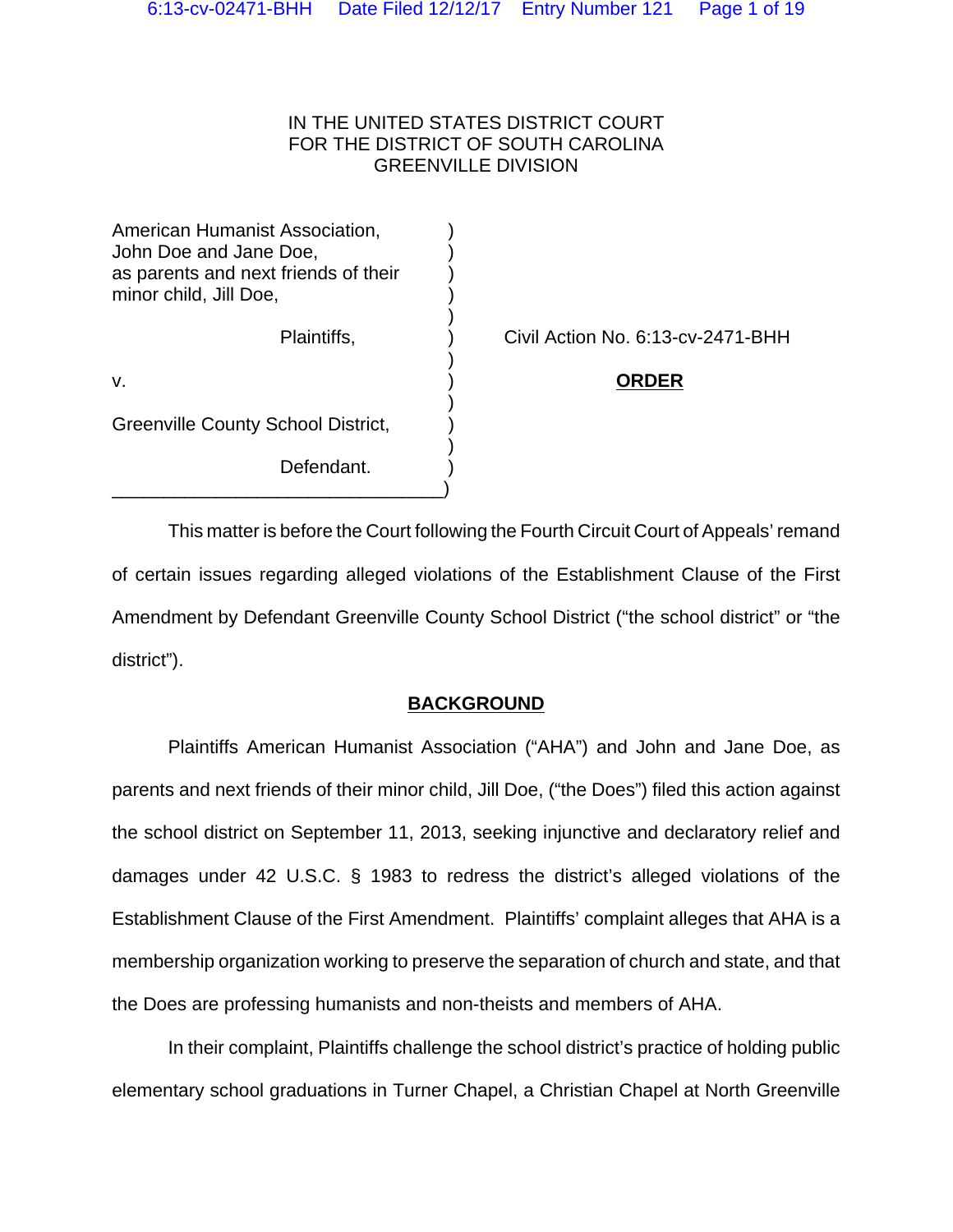IN THE UNITED STATES DISTRICT COURT
FOR THE DISTRICT OF SOUTH CAROLINA
GREENVILLE DIVISION

American Humanist Association,
John Doe and Jane Doe,
as parents and next friends of their
minor child, Jill Doe,

Plaintiffs,

v.

Greenville County School District,

Defendant.

Civil Action No. 6:13-cv-2471-BHH

**ORDER**

This matter is before the Court following the Fourth Circuit Court of Appeals' remand of certain issues regarding alleged violations of the Establishment Clause of the First Amendment by Defendant Greenville County School District ("the school district" or "the district").

## BACKGROUND

Plaintiffs American Humanist Association ("AHA") and John and Jane Doe, as parents and next friends of their minor child, Jill Doe, ("the Does") filed this action against the school district on September 11, 2013, seeking injunctive and declaratory relief and damages under 42 U.S.C. § 1983 to redress the district's alleged violations of the Establishment Clause of the First Amendment. Plaintiffs' complaint alleges that AHA is a membership organization working to preserve the separation of church and state, and that the Does are professing humanists and non-theists and members of AHA.

In their complaint, Plaintiffs challenge the school district's practice of holding public elementary school graduations in Turner Chapel, a Christian Chapel at North Greenville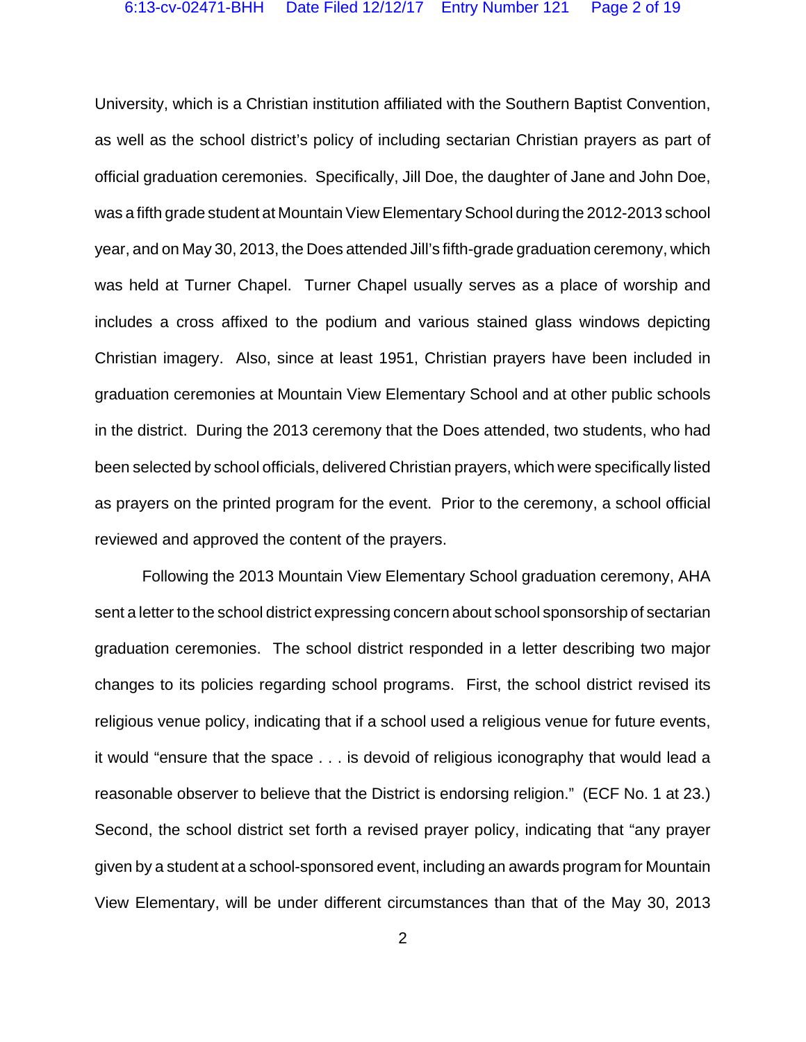University, which is a Christian institution affiliated with the Southern Baptist Convention, as well as the school district's policy of including sectarian Christian prayers as part of official graduation ceremonies. Specifically, Jill Doe, the daughter of Jane and John Doe, was a fifth grade student at Mountain View Elementary School during the 2012-2013 school year, and on May 30, 2013, the Does attended Jill's fifth-grade graduation ceremony, which was held at Turner Chapel. Turner Chapel usually serves as a place of worship and includes a cross affixed to the podium and various stained glass windows depicting Christian imagery. Also, since at least 1951, Christian prayers have been included in graduation ceremonies at Mountain View Elementary School and at other public schools in the district. During the 2013 ceremony that the Does attended, two students, who had been selected by school officials, delivered Christian prayers, which were specifically listed as prayers on the printed program for the event. Prior to the ceremony, a school official reviewed and approved the content of the prayers.

Following the 2013 Mountain View Elementary School graduation ceremony, AHA sent a letter to the school district expressing concern about school sponsorship of sectarian graduation ceremonies. The school district responded in a letter describing two major changes to its policies regarding school programs. First, the school district revised its religious venue policy, indicating that if a school used a religious venue for future events, it would "ensure that the space . . . is devoid of religious iconography that would lead a reasonable observer to believe that the District is endorsing religion." (ECF No. 1 at 23.) Second, the school district set forth a revised prayer policy, indicating that "any prayer given by a student at a school-sponsored event, including an awards program for Mountain View Elementary, will be under different circumstances than that of the May 30, 2013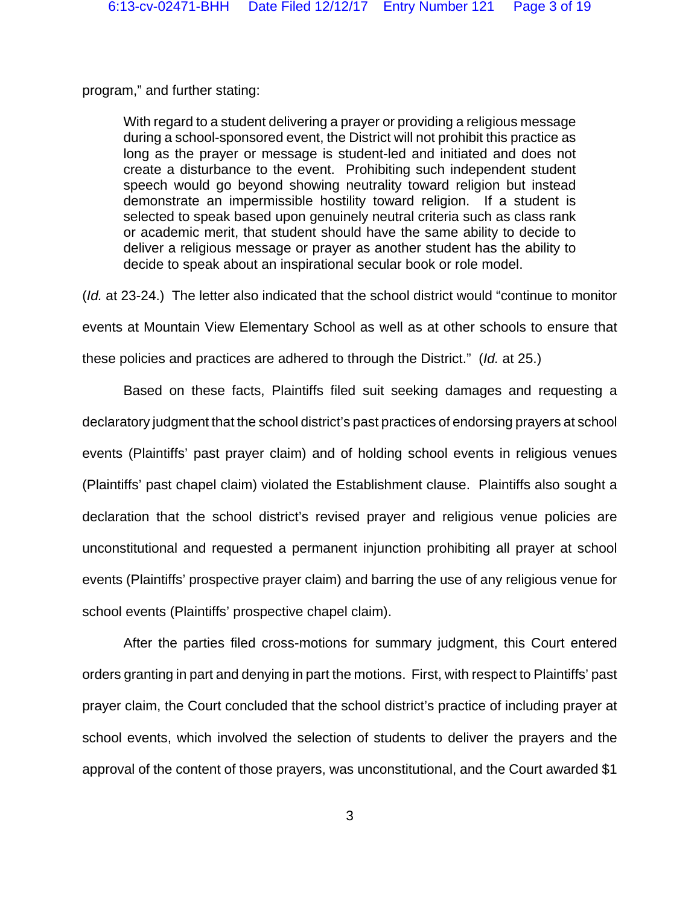program," and further stating:

> With regard to a student delivering a prayer or providing a religious message during a school-sponsored event, the District will not prohibit this practice as long as the prayer or message is student-led and initiated and does not create a disturbance to the event. Prohibiting such independent student speech would go beyond showing neutrality toward religion but instead demonstrate an impermissible hostility toward religion. If a student is selected to speak based upon genuinely neutral criteria such as class rank or academic merit, that student should have the same ability to decide to deliver a religious message or prayer as another student has the ability to decide to speak about an inspirational secular book or role model.

(*Id.* at 23-24.) The letter also indicated that the school district would "continue to monitor events at Mountain View Elementary School as well as at other schools to ensure that these policies and practices are adhered to through the District." (*Id.* at 25.)

Based on these facts, Plaintiffs filed suit seeking damages and requesting a declaratory judgment that the school district's past practices of endorsing prayers at school events (Plaintiffs' past prayer claim) and of holding school events in religious venues (Plaintiffs' past chapel claim) violated the Establishment clause. Plaintiffs also sought a declaration that the school district's revised prayer and religious venue policies are unconstitutional and requested a permanent injunction prohibiting all prayer at school events (Plaintiffs' prospective prayer claim) and barring the use of any religious venue for school events (Plaintiffs' prospective chapel claim).

After the parties filed cross-motions for summary judgment, this Court entered orders granting in part and denying in part the motions. First, with respect to Plaintiffs' past prayer claim, the Court concluded that the school district's practice of including prayer at school events, which involved the selection of students to deliver the prayers and the approval of the content of those prayers, was unconstitutional, and the Court awarded $1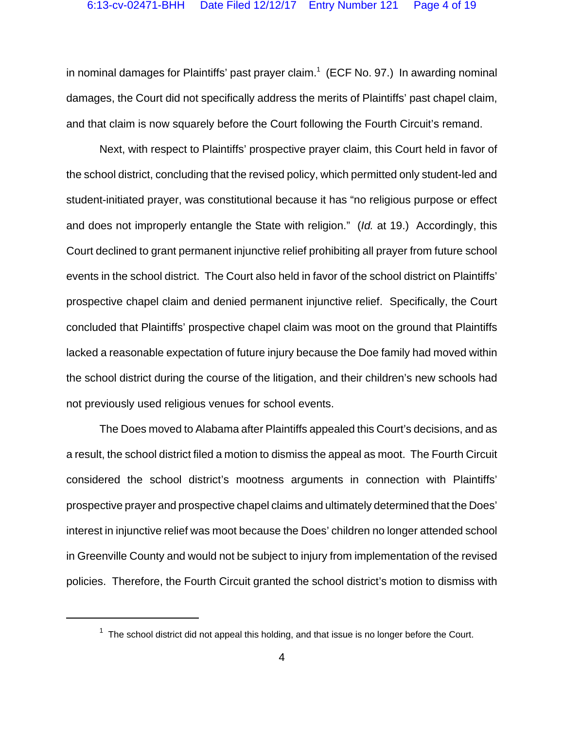in nominal damages for Plaintiffs' past prayer claim.[1] (ECF No. 97.) In awarding nominal damages, the Court did not specifically address the merits of Plaintiffs' past chapel claim, and that claim is now squarely before the Court following the Fourth Circuit's remand.

Next, with respect to Plaintiffs' prospective prayer claim, this Court held in favor of the school district, concluding that the revised policy, which permitted only student-led and student-initiated prayer, was constitutional because it has "no religious purpose or effect and does not improperly entangle the State with religion." (*Id.* at 19.) Accordingly, this Court declined to grant permanent injunctive relief prohibiting all prayer from future school events in the school district. The Court also held in favor of the school district on Plaintiffs' prospective chapel claim and denied permanent injunctive relief. Specifically, the Court concluded that Plaintiffs' prospective chapel claim was moot on the ground that Plaintiffs lacked a reasonable expectation of future injury because the Doe family had moved within the school district during the course of the litigation, and their children's new schools had not previously used religious venues for school events.

The Does moved to Alabama after Plaintiffs appealed this Court's decisions, and as a result, the school district filed a motion to dismiss the appeal as moot. The Fourth Circuit considered the school district's mootness arguments in connection with Plaintiffs' prospective prayer and prospective chapel claims and ultimately determined that the Does' interest in injunctive relief was moot because the Does' children no longer attended school in Greenville County and would not be subject to injury from implementation of the revised policies. Therefore, the Fourth Circuit granted the school district's motion to dismiss with

[1] The school district did not appeal this holding, and that issue is no longer before the Court.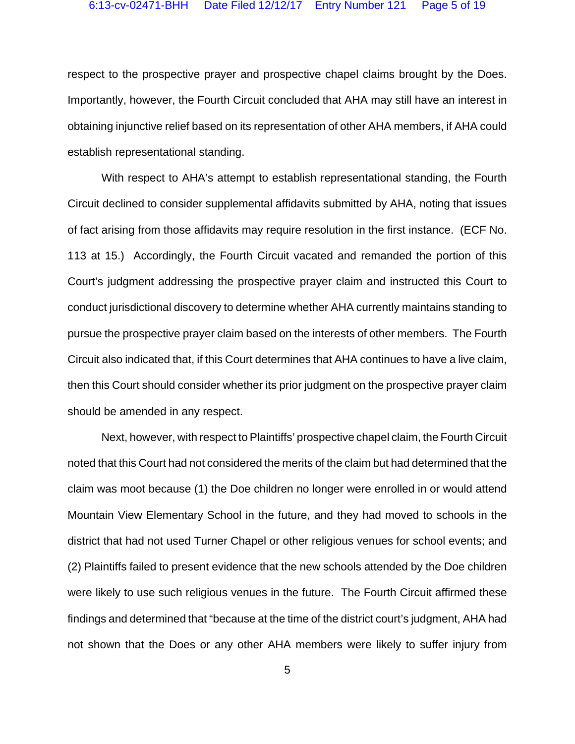respect to the prospective prayer and prospective chapel claims brought by the Does. Importantly, however, the Fourth Circuit concluded that AHA may still have an interest in obtaining injunctive relief based on its representation of other AHA members, if AHA could establish representational standing.

With respect to AHA's attempt to establish representational standing, the Fourth Circuit declined to consider supplemental affidavits submitted by AHA, noting that issues of fact arising from those affidavits may require resolution in the first instance. (ECF No. 113 at 15.) Accordingly, the Fourth Circuit vacated and remanded the portion of this Court's judgment addressing the prospective prayer claim and instructed this Court to conduct jurisdictional discovery to determine whether AHA currently maintains standing to pursue the prospective prayer claim based on the interests of other members. The Fourth Circuit also indicated that, if this Court determines that AHA continues to have a live claim, then this Court should consider whether its prior judgment on the prospective prayer claim should be amended in any respect.

Next, however, with respect to Plaintiffs' prospective chapel claim, the Fourth Circuit noted that this Court had not considered the merits of the claim but had determined that the claim was moot because (1) the Doe children no longer were enrolled in or would attend Mountain View Elementary School in the future, and they had moved to schools in the district that had not used Turner Chapel or other religious venues for school events; and (2) Plaintiffs failed to present evidence that the new schools attended by the Doe children were likely to use such religious venues in the future. The Fourth Circuit affirmed these findings and determined that "because at the time of the district court's judgment, AHA had not shown that the Does or any other AHA members were likely to suffer injury from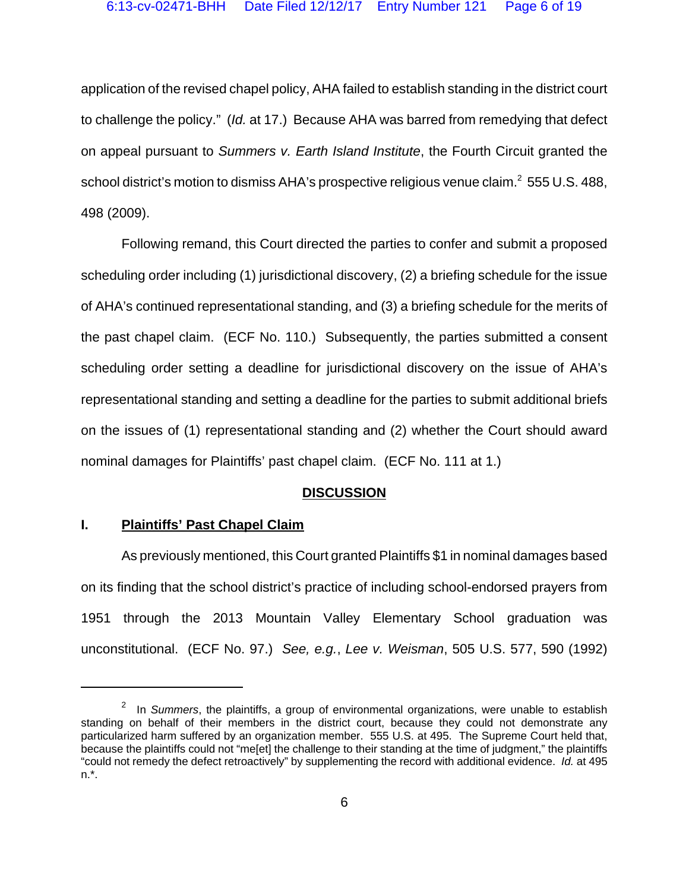application of the revised chapel policy, AHA failed to establish standing in the district court to challenge the policy." (*Id.* at 17.) Because AHA was barred from remedying that defect on appeal pursuant to *Summers v. Earth Island Institute*, the Fourth Circuit granted the school district's motion to dismiss AHA's prospective religious venue claim.[2] 555 U.S. 488, 498 (2009).

Following remand, this Court directed the parties to confer and submit a proposed scheduling order including (1) jurisdictional discovery, (2) a briefing schedule for the issue of AHA's continued representational standing, and (3) a briefing schedule for the merits of the past chapel claim. (ECF No. 110.) Subsequently, the parties submitted a consent scheduling order setting a deadline for jurisdictional discovery on the issue of AHA's representational standing and setting a deadline for the parties to submit additional briefs on the issues of (1) representational standing and (2) whether the Court should award nominal damages for Plaintiffs' past chapel claim. (ECF No. 111 at 1.)

## DISCUSSION

### I. Plaintiffs' Past Chapel Claim

As previously mentioned, this Court granted Plaintiffs $1 in nominal damages based on its finding that the school district's practice of including school-endorsed prayers from 1951 through the 2013 Mountain Valley Elementary School graduation was unconstitutional. (ECF No. 97.) *See, e.g.*, *Lee v. Weisman*, 505 U.S. 577, 590 (1992)

---

[2] In *Summers*, the plaintiffs, a group of environmental organizations, were unable to establish standing on behalf of their members in the district court, because they could not demonstrate any particularized harm suffered by an organization member. 555 U.S. at 495. The Supreme Court held that, because the plaintiffs could not "me[et] the challenge to their standing at the time of judgment," the plaintiffs "could not remedy the defect retroactively" by supplementing the record with additional evidence. *Id.* at 495 n.*.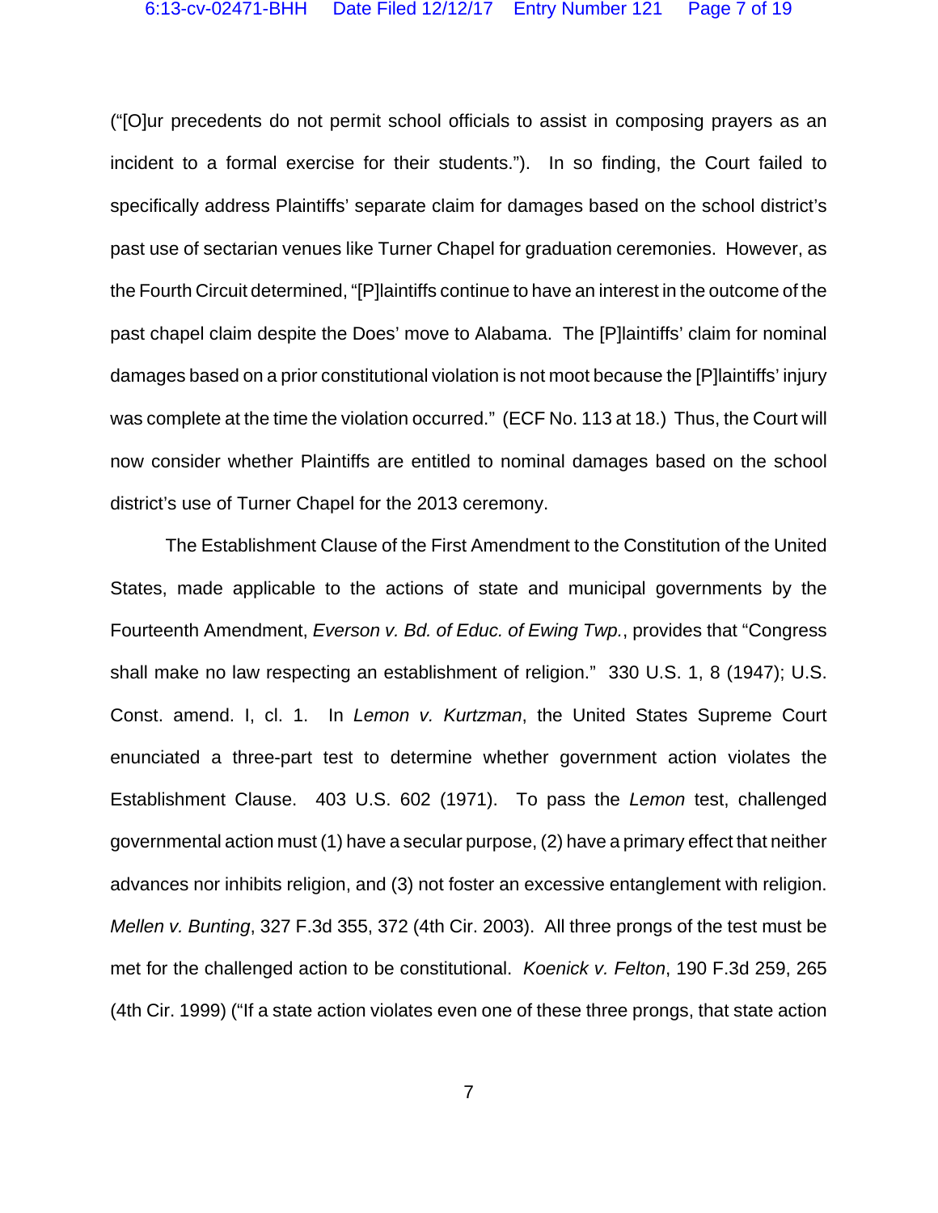("[O]ur precedents do not permit school officials to assist in composing prayers as an incident to a formal exercise for their students."). In so finding, the Court failed to specifically address Plaintiffs' separate claim for damages based on the school district's past use of sectarian venues like Turner Chapel for graduation ceremonies. However, as the Fourth Circuit determined, "[P]laintiffs continue to have an interest in the outcome of the past chapel claim despite the Does' move to Alabama. The [P]laintiffs' claim for nominal damages based on a prior constitutional violation is not moot because the [P]laintiffs' injury was complete at the time the violation occurred." (ECF No. 113 at 18.) Thus, the Court will now consider whether Plaintiffs are entitled to nominal damages based on the school district's use of Turner Chapel for the 2013 ceremony.

The Establishment Clause of the First Amendment to the Constitution of the United States, made applicable to the actions of state and municipal governments by the Fourteenth Amendment, *Everson v. Bd. of Educ. of Ewing Twp.*, provides that "Congress shall make no law respecting an establishment of religion." 330 U.S. 1, 8 (1947); U.S. Const. amend. I, cl. 1. In *Lemon v. Kurtzman*, the United States Supreme Court enunciated a three-part test to determine whether government action violates the Establishment Clause. 403 U.S. 602 (1971). To pass the *Lemon* test, challenged governmental action must (1) have a secular purpose, (2) have a primary effect that neither advances nor inhibits religion, and (3) not foster an excessive entanglement with religion. *Mellen v. Bunting*, 327 F.3d 355, 372 (4th Cir. 2003). All three prongs of the test must be met for the challenged action to be constitutional. *Koenick v. Felton*, 190 F.3d 259, 265 (4th Cir. 1999) ("If a state action violates even one of these three prongs, that state action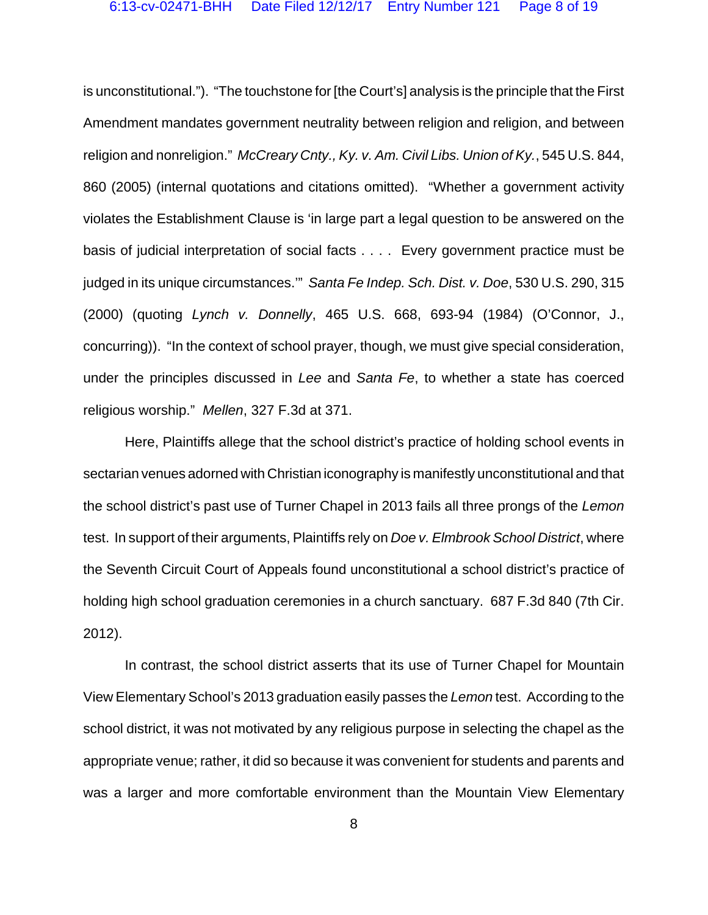is unconstitutional."). "The touchstone for [the Court's] analysis is the principle that the First Amendment mandates government neutrality between religion and religion, and between religion and nonreligion." *McCreary Cnty., Ky. v. Am. Civil Libs. Union of Ky.*, 545 U.S. 844, 860 (2005) (internal quotations and citations omitted). "Whether a government activity violates the Establishment Clause is 'in large part a legal question to be answered on the basis of judicial interpretation of social facts . . . . Every government practice must be judged in its unique circumstances.'" *Santa Fe Indep. Sch. Dist. v. Doe*, 530 U.S. 290, 315 (2000) (quoting *Lynch v. Donnelly*, 465 U.S. 668, 693-94 (1984) (O'Connor, J., concurring)). "In the context of school prayer, though, we must give special consideration, under the principles discussed in *Lee* and *Santa Fe*, to whether a state has coerced religious worship." *Mellen*, 327 F.3d at 371.

Here, Plaintiffs allege that the school district's practice of holding school events in sectarian venues adorned with Christian iconography is manifestly unconstitutional and that the school district's past use of Turner Chapel in 2013 fails all three prongs of the *Lemon* test. In support of their arguments, Plaintiffs rely on *Doe v. Elmbrook School District*, where the Seventh Circuit Court of Appeals found unconstitutional a school district's practice of holding high school graduation ceremonies in a church sanctuary. 687 F.3d 840 (7th Cir. 2012).

In contrast, the school district asserts that its use of Turner Chapel for Mountain View Elementary School's 2013 graduation easily passes the *Lemon* test. According to the school district, it was not motivated by any religious purpose in selecting the chapel as the appropriate venue; rather, it did so because it was convenient for students and parents and was a larger and more comfortable environment than the Mountain View Elementary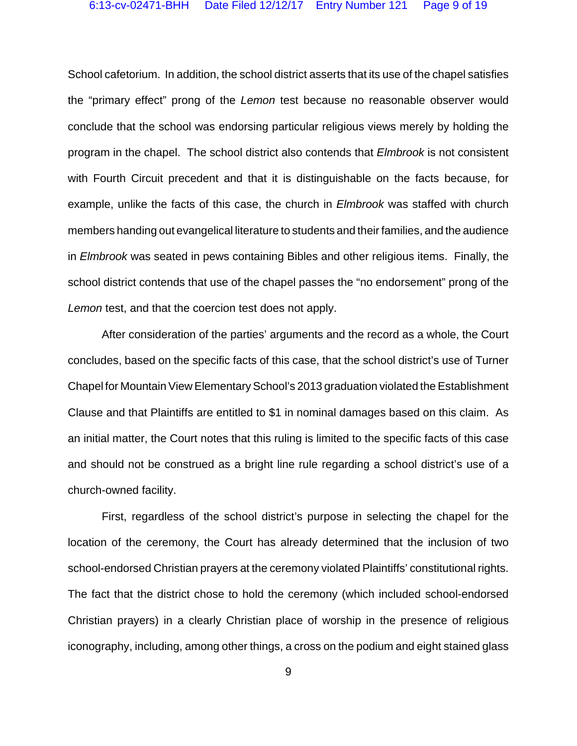School cafetorium. In addition, the school district asserts that its use of the chapel satisfies the "primary effect" prong of the *Lemon* test because no reasonable observer would conclude that the school was endorsing particular religious views merely by holding the program in the chapel. The school district also contends that *Elmbrook* is not consistent with Fourth Circuit precedent and that it is distinguishable on the facts because, for example, unlike the facts of this case, the church in *Elmbrook* was staffed with church members handing out evangelical literature to students and their families, and the audience in *Elmbrook* was seated in pews containing Bibles and other religious items. Finally, the school district contends that use of the chapel passes the "no endorsement" prong of the *Lemon* test, and that the coercion test does not apply.

After consideration of the parties' arguments and the record as a whole, the Court concludes, based on the specific facts of this case, that the school district's use of Turner Chapel for Mountain View Elementary School's 2013 graduation violated the Establishment Clause and that Plaintiffs are entitled to $1 in nominal damages based on this claim. As an initial matter, the Court notes that this ruling is limited to the specific facts of this case and should not be construed as a bright line rule regarding a school district's use of a church-owned facility.

First, regardless of the school district's purpose in selecting the chapel for the location of the ceremony, the Court has already determined that the inclusion of two school-endorsed Christian prayers at the ceremony violated Plaintiffs' constitutional rights. The fact that the district chose to hold the ceremony (which included school-endorsed Christian prayers) in a clearly Christian place of worship in the presence of religious iconography, including, among other things, a cross on the podium and eight stained glass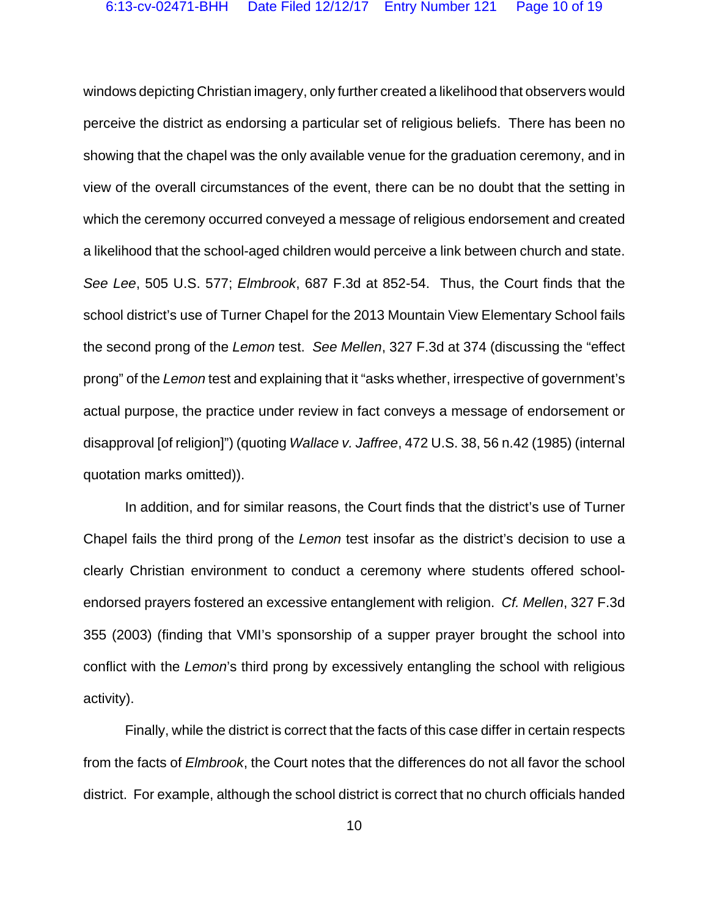windows depicting Christian imagery, only further created a likelihood that observers would perceive the district as endorsing a particular set of religious beliefs. There has been no showing that the chapel was the only available venue for the graduation ceremony, and in view of the overall circumstances of the event, there can be no doubt that the setting in which the ceremony occurred conveyed a message of religious endorsement and created a likelihood that the school-aged children would perceive a link between church and state. *See Lee*, 505 U.S. 577; *Elmbrook*, 687 F.3d at 852-54. Thus, the Court finds that the school district's use of Turner Chapel for the 2013 Mountain View Elementary School fails the second prong of the *Lemon* test. *See Mellen*, 327 F.3d at 374 (discussing the "effect prong" of the *Lemon* test and explaining that it "asks whether, irrespective of government's actual purpose, the practice under review in fact conveys a message of endorsement or disapproval [of religion]") (quoting *Wallace v. Jaffree*, 472 U.S. 38, 56 n.42 (1985) (internal quotation marks omitted)).

In addition, and for similar reasons, the Court finds that the district's use of Turner Chapel fails the third prong of the *Lemon* test insofar as the district's decision to use a clearly Christian environment to conduct a ceremony where students offered school-endorsed prayers fostered an excessive entanglement with religion. *Cf. Mellen*, 327 F.3d 355 (2003) (finding that VMI's sponsorship of a supper prayer brought the school into conflict with the *Lemon*'s third prong by excessively entangling the school with religious activity).

Finally, while the district is correct that the facts of this case differ in certain respects from the facts of *Elmbrook*, the Court notes that the differences do not all favor the school district. For example, although the school district is correct that no church officials handed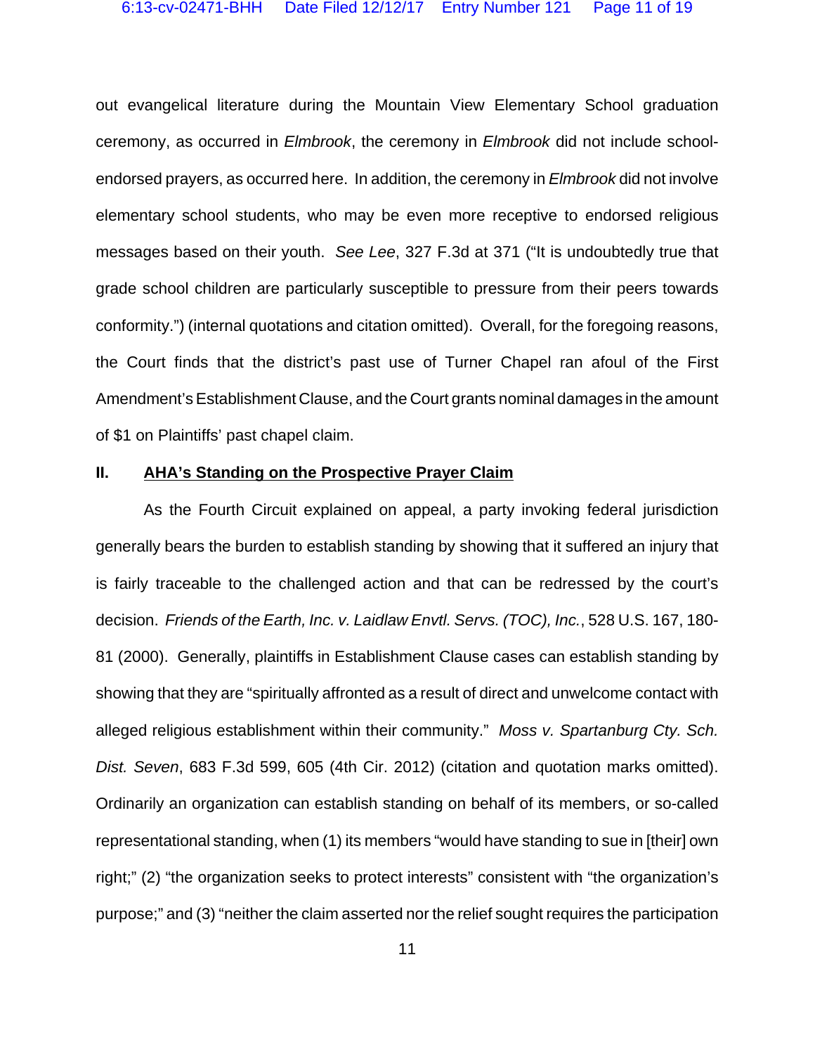out evangelical literature during the Mountain View Elementary School graduation ceremony, as occurred in *Elmbrook*, the ceremony in *Elmbrook* did not include school-endorsed prayers, as occurred here. In addition, the ceremony in *Elmbrook* did not involve elementary school students, who may be even more receptive to endorsed religious messages based on their youth. *See Lee*, 327 F.3d at 371 ("It is undoubtedly true that grade school children are particularly susceptible to pressure from their peers towards conformity.") (internal quotations and citation omitted). Overall, for the foregoing reasons, the Court finds that the district's past use of Turner Chapel ran afoul of the First Amendment's Establishment Clause, and the Court grants nominal damages in the amount of $1 on Plaintiffs' past chapel claim.

## II. AHA's Standing on the Prospective Prayer Claim

As the Fourth Circuit explained on appeal, a party invoking federal jurisdiction generally bears the burden to establish standing by showing that it suffered an injury that is fairly traceable to the challenged action and that can be redressed by the court's decision. *Friends of the Earth, Inc. v. Laidlaw Envtl. Servs. (TOC), Inc.*, 528 U.S. 167, 180-81 (2000). Generally, plaintiffs in Establishment Clause cases can establish standing by showing that they are "spiritually affronted as a result of direct and unwelcome contact with alleged religious establishment within their community." *Moss v. Spartanburg Cty. Sch. Dist. Seven*, 683 F.3d 599, 605 (4th Cir. 2012) (citation and quotation marks omitted). Ordinarily an organization can establish standing on behalf of its members, or so-called representational standing, when (1) its members "would have standing to sue in [their] own right;" (2) "the organization seeks to protect interests" consistent with "the organization's purpose;" and (3) "neither the claim asserted nor the relief sought requires the participation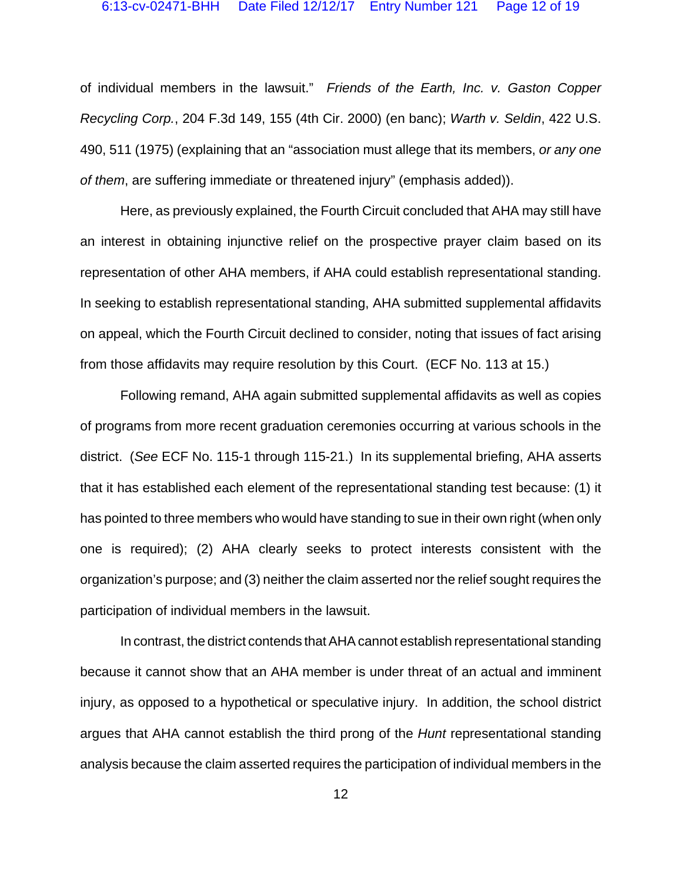of individual members in the lawsuit." *Friends of the Earth, Inc. v. Gaston Copper Recycling Corp.*, 204 F.3d 149, 155 (4th Cir. 2000) (en banc); *Warth v. Seldin*, 422 U.S. 490, 511 (1975) (explaining that an "association must allege that its members, *or any one of them*, are suffering immediate or threatened injury" (emphasis added)).

Here, as previously explained, the Fourth Circuit concluded that AHA may still have an interest in obtaining injunctive relief on the prospective prayer claim based on its representation of other AHA members, if AHA could establish representational standing. In seeking to establish representational standing, AHA submitted supplemental affidavits on appeal, which the Fourth Circuit declined to consider, noting that issues of fact arising from those affidavits may require resolution by this Court. (ECF No. 113 at 15.)

Following remand, AHA again submitted supplemental affidavits as well as copies of programs from more recent graduation ceremonies occurring at various schools in the district. (*See* ECF No. 115-1 through 115-21.) In its supplemental briefing, AHA asserts that it has established each element of the representational standing test because: (1) it has pointed to three members who would have standing to sue in their own right (when only one is required); (2) AHA clearly seeks to protect interests consistent with the organization's purpose; and (3) neither the claim asserted nor the relief sought requires the participation of individual members in the lawsuit.

In contrast, the district contends that AHA cannot establish representational standing because it cannot show that an AHA member is under threat of an actual and imminent injury, as opposed to a hypothetical or speculative injury. In addition, the school district argues that AHA cannot establish the third prong of the *Hunt* representational standing analysis because the claim asserted requires the participation of individual members in the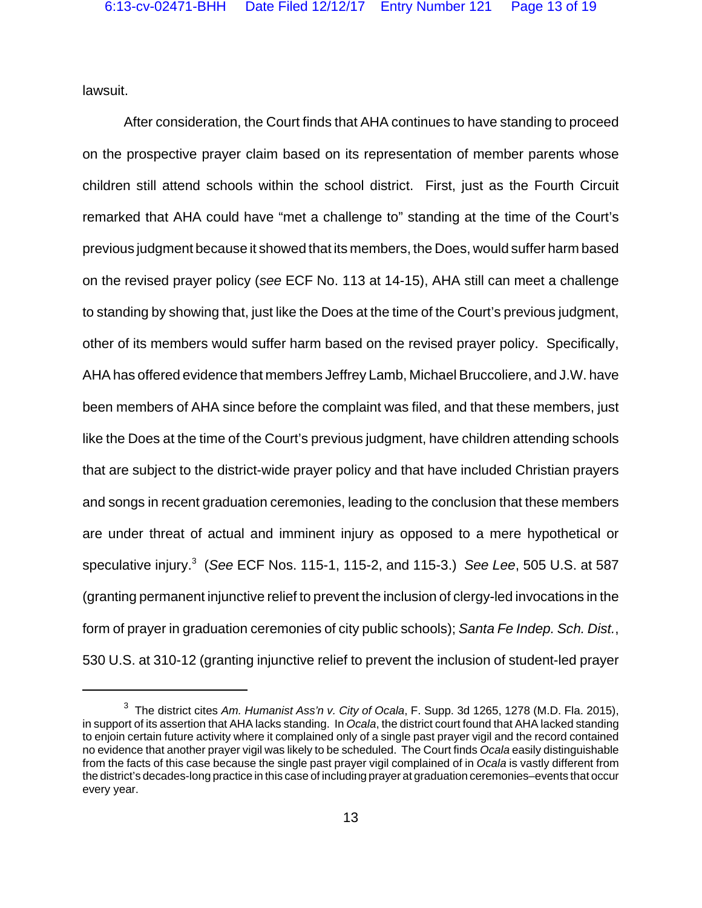lawsuit.

After consideration, the Court finds that AHA continues to have standing to proceed on the prospective prayer claim based on its representation of member parents whose children still attend schools within the school district. First, just as the Fourth Circuit remarked that AHA could have "met a challenge to" standing at the time of the Court's previous judgment because it showed that its members, the Does, would suffer harm based on the revised prayer policy (*see* ECF No. 113 at 14-15), AHA still can meet a challenge to standing by showing that, just like the Does at the time of the Court's previous judgment, other of its members would suffer harm based on the revised prayer policy. Specifically, AHA has offered evidence that members Jeffrey Lamb, Michael Bruccoliere, and J.W. have been members of AHA since before the complaint was filed, and that these members, just like the Does at the time of the Court's previous judgment, have children attending schools that are subject to the district-wide prayer policy and that have included Christian prayers and songs in recent graduation ceremonies, leading to the conclusion that these members are under threat of actual and imminent injury as opposed to a mere hypothetical or speculative injury.[3] (*See* ECF Nos. 115-1, 115-2, and 115-3.) *See Lee*, 505 U.S. at 587 (granting permanent injunctive relief to prevent the inclusion of clergy-led invocations in the form of prayer in graduation ceremonies of city public schools); *Santa Fe Indep. Sch. Dist.*, 530 U.S. at 310-12 (granting injunctive relief to prevent the inclusion of student-led prayer

---

[3] The district cites *Am. Humanist Ass'n v. City of Ocala*, F. Supp. 3d 1265, 1278 (M.D. Fla. 2015), in support of its assertion that AHA lacks standing. In *Ocala*, the district court found that AHA lacked standing to enjoin certain future activity where it complained only of a single past prayer vigil and the record contained no evidence that another prayer vigil was likely to be scheduled. The Court finds *Ocala* easily distinguishable from the facts of this case because the single past prayer vigil complained of in *Ocala* is vastly different from the district's decades-long practice in this case of including prayer at graduation ceremonies–events that occur every year.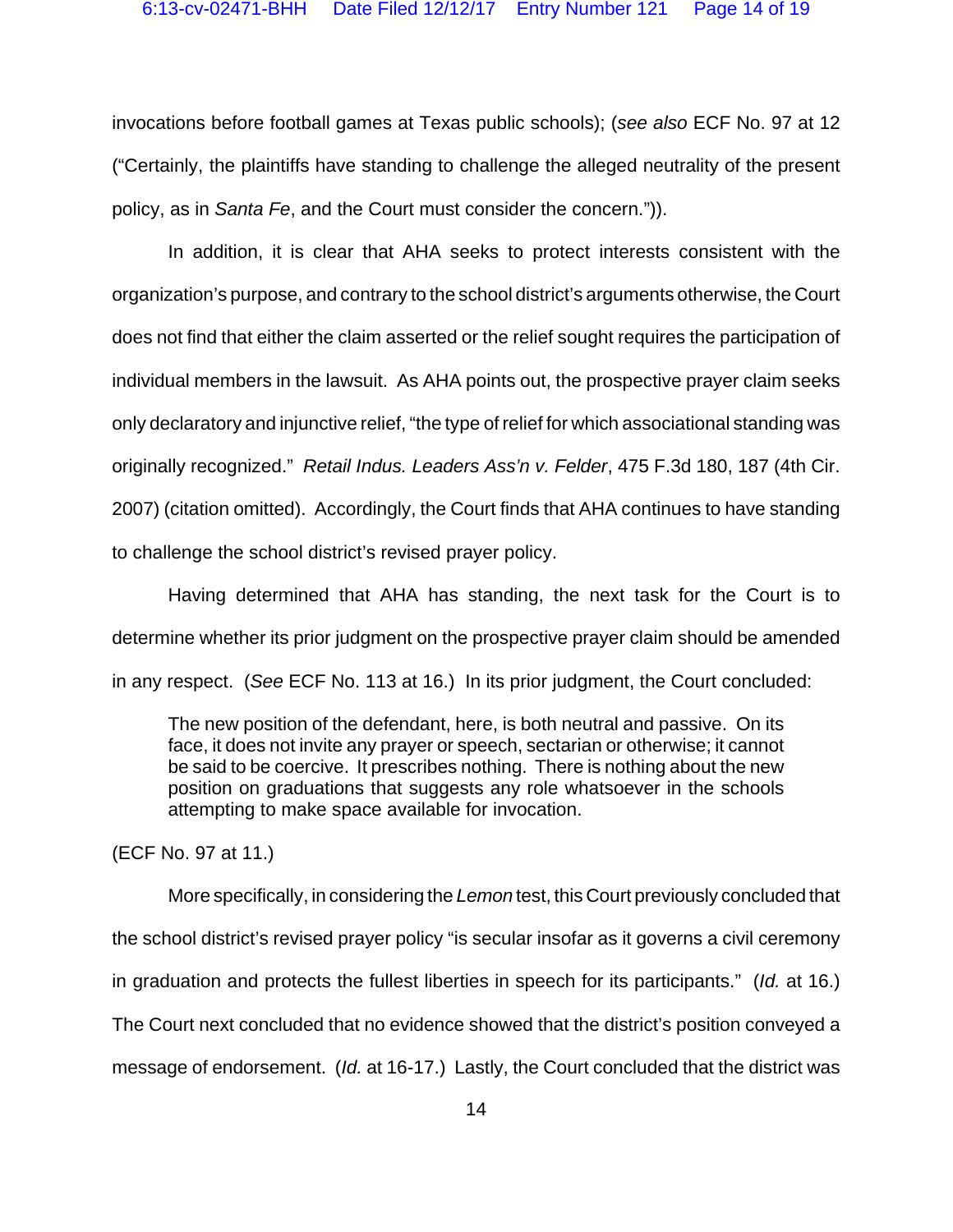invocations before football games at Texas public schools); (*see also* ECF No. 97 at 12 ("Certainly, the plaintiffs have standing to challenge the alleged neutrality of the present policy, as in *Santa Fe*, and the Court must consider the concern.")).

In addition, it is clear that AHA seeks to protect interests consistent with the organization's purpose, and contrary to the school district's arguments otherwise, the Court does not find that either the claim asserted or the relief sought requires the participation of individual members in the lawsuit. As AHA points out, the prospective prayer claim seeks only declaratory and injunctive relief, "the type of relief for which associational standing was originally recognized." *Retail Indus. Leaders Ass'n v. Felder*, 475 F.3d 180, 187 (4th Cir. 2007) (citation omitted). Accordingly, the Court finds that AHA continues to have standing to challenge the school district's revised prayer policy.

Having determined that AHA has standing, the next task for the Court is to determine whether its prior judgment on the prospective prayer claim should be amended in any respect. (*See* ECF No. 113 at 16.) In its prior judgment, the Court concluded:

> The new position of the defendant, here, is both neutral and passive. On its face, it does not invite any prayer or speech, sectarian or otherwise; it cannot be said to be coercive. It prescribes nothing. There is nothing about the new position on graduations that suggests any role whatsoever in the schools attempting to make space available for invocation.

(ECF No. 97 at 11.)

More specifically, in considering the *Lemon* test, this Court previously concluded that the school district's revised prayer policy "is secular insofar as it governs a civil ceremony in graduation and protects the fullest liberties in speech for its participants." (*Id.* at 16.) The Court next concluded that no evidence showed that the district's position conveyed a message of endorsement. (*Id.* at 16-17.) Lastly, the Court concluded that the district was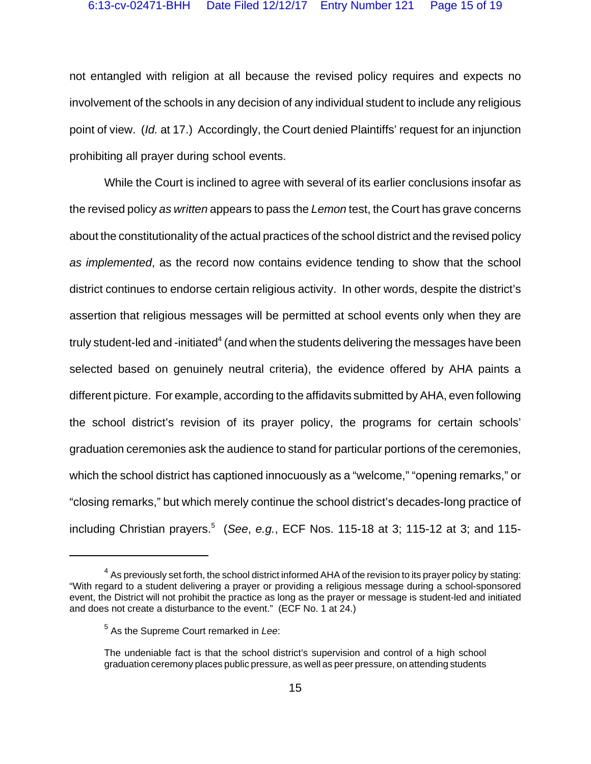not entangled with religion at all because the revised policy requires and expects no involvement of the schools in any decision of any individual student to include any religious point of view. (*Id.* at 17.) Accordingly, the Court denied Plaintiffs' request for an injunction prohibiting all prayer during school events.

While the Court is inclined to agree with several of its earlier conclusions insofar as the revised policy *as written* appears to pass the *Lemon* test, the Court has grave concerns about the constitutionality of the actual practices of the school district and the revised policy *as implemented*, as the record now contains evidence tending to show that the school district continues to endorse certain religious activity. In other words, despite the district's assertion that religious messages will be permitted at school events only when they are truly student-led and -initiated[4] (and when the students delivering the messages have been selected based on genuinely neutral criteria), the evidence offered by AHA paints a different picture. For example, according to the affidavits submitted by AHA, even following the school district's revision of its prayer policy, the programs for certain schools' graduation ceremonies ask the audience to stand for particular portions of the ceremonies, which the school district has captioned innocuously as a "welcome," "opening remarks," or "closing remarks," but which merely continue the school district's decades-long practice of including Christian prayers.[5] (*See*, *e.g.*, ECF Nos. 115-18 at 3; 115-12 at 3; and 115-

---

[4] As previously set forth, the school district informed AHA of the revision to its prayer policy by stating: "With regard to a student delivering a prayer or providing a religious message during a school-sponsored event, the District will not prohibit the practice as long as the prayer or message is student-led and initiated and does not create a disturbance to the event." (ECF No. 1 at 24.)

[5] As the Supreme Court remarked in *Lee*:

> The undeniable fact is that the school district's supervision and control of a high school graduation ceremony places public pressure, as well as peer pressure, on attending students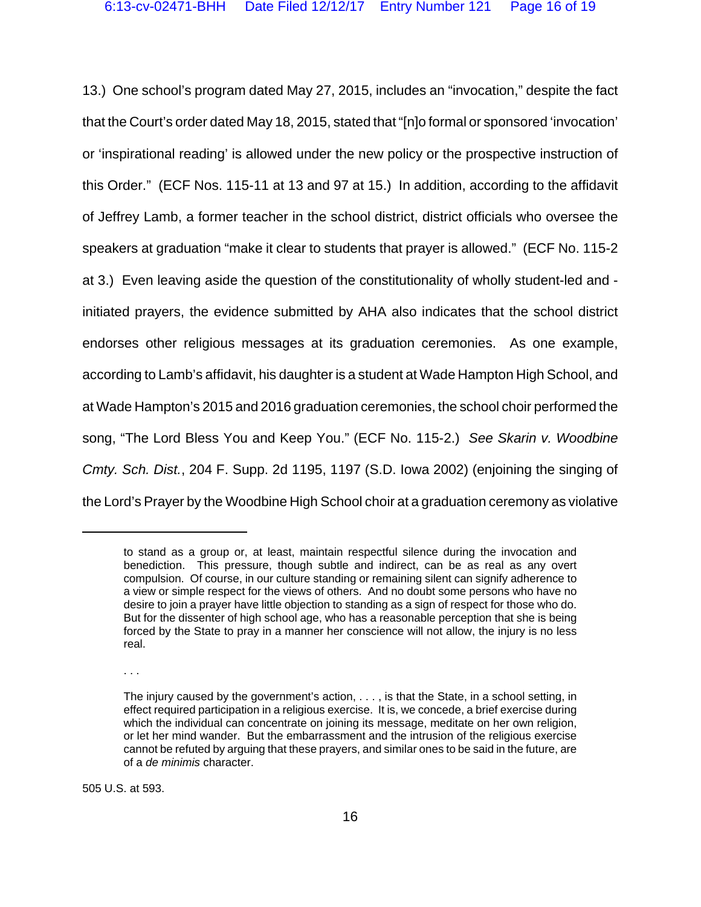13.) One school's program dated May 27, 2015, includes an "invocation," despite the fact that the Court's order dated May 18, 2015, stated that "[n]o formal or sponsored 'invocation' or 'inspirational reading' is allowed under the new policy or the prospective instruction of this Order." (ECF Nos. 115-11 at 13 and 97 at 15.) In addition, according to the affidavit of Jeffrey Lamb, a former teacher in the school district, district officials who oversee the speakers at graduation "make it clear to students that prayer is allowed." (ECF No. 115-2 at 3.) Even leaving aside the question of the constitutionality of wholly student-led and -initiated prayers, the evidence submitted by AHA also indicates that the school district endorses other religious messages at its graduation ceremonies. As one example, according to Lamb's affidavit, his daughter is a student at Wade Hampton High School, and at Wade Hampton's 2015 and 2016 graduation ceremonies, the school choir performed the song, "The Lord Bless You and Keep You." (ECF No. 115-2.) *See Skarin v. Woodbine Cmty. Sch. Dist.*, 204 F. Supp. 2d 1195, 1197 (S.D. Iowa 2002) (enjoining the singing of the Lord's Prayer by the Woodbine High School choir at a graduation ceremony as violative

---

> to stand as a group or, at least, maintain respectful silence during the invocation and benediction. This pressure, though subtle and indirect, can be as real as any overt compulsion. Of course, in our culture standing or remaining silent can signify adherence to a view or simple respect for the views of others. And no doubt some persons who have no desire to join a prayer have little objection to standing as a sign of respect for those who do. But for the dissenter of high school age, who has a reasonable perception that she is being forced by the State to pray in a manner her conscience will not allow, the injury is no less real.
>
> . . .
>
> The injury caused by the government's action, . . . , is that the State, in a school setting, in effect required participation in a religious exercise. It is, we concede, a brief exercise during which the individual can concentrate on joining its message, meditate on her own religion, or let her mind wander. But the embarrassment and the intrusion of the religious exercise cannot be refuted by arguing that these prayers, and similar ones to be said in the future, are of a *de minimis* character.

505 U.S. at 593.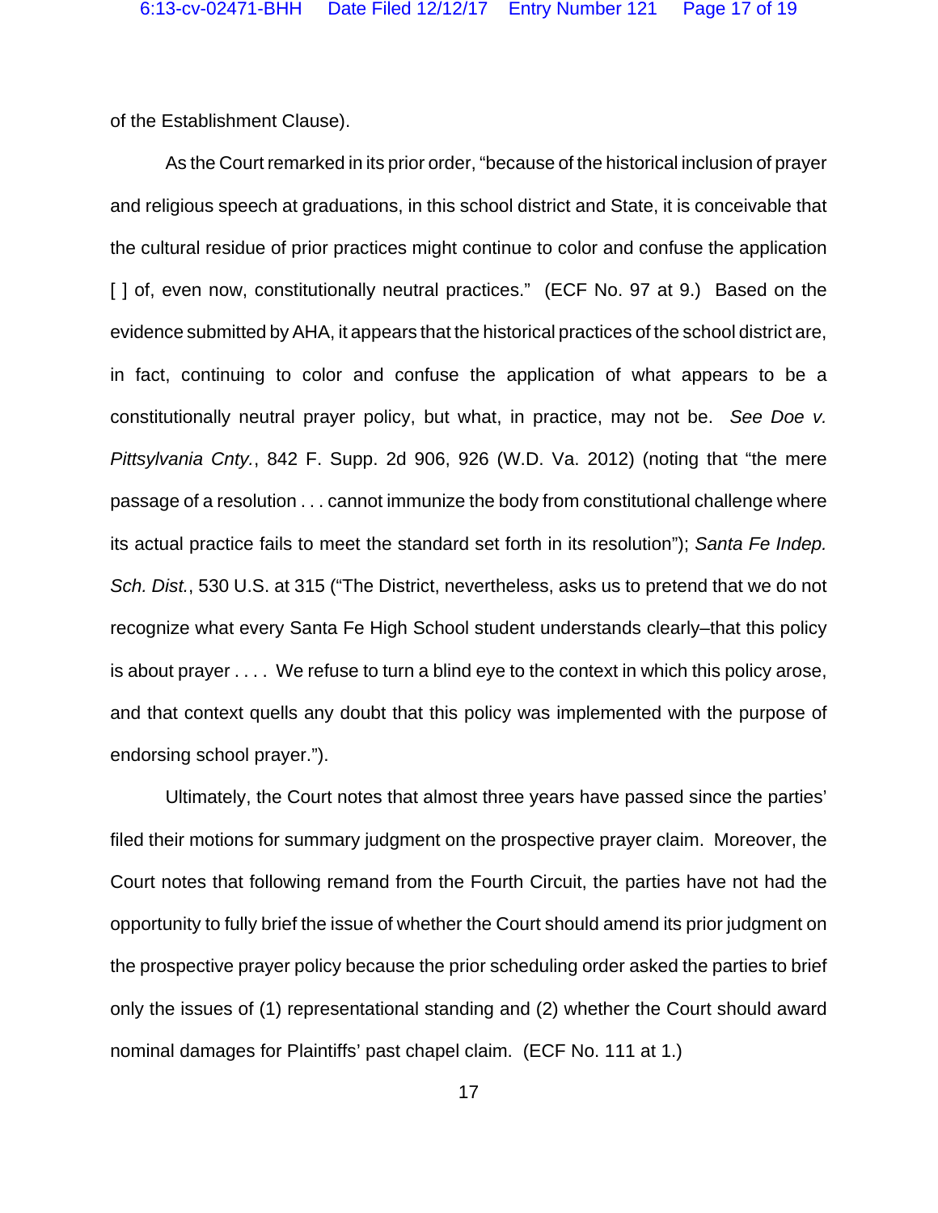of the Establishment Clause).

As the Court remarked in its prior order, "because of the historical inclusion of prayer and religious speech at graduations, in this school district and State, it is conceivable that the cultural residue of prior practices might continue to color and confuse the application [ ] of, even now, constitutionally neutral practices." (ECF No. 97 at 9.) Based on the evidence submitted by AHA, it appears that the historical practices of the school district are, in fact, continuing to color and confuse the application of what appears to be a constitutionally neutral prayer policy, but what, in practice, may not be. *See Doe v. Pittsylvania Cnty.*, 842 F. Supp. 2d 906, 926 (W.D. Va. 2012) (noting that "the mere passage of a resolution . . . cannot immunize the body from constitutional challenge where its actual practice fails to meet the standard set forth in its resolution"); *Santa Fe Indep. Sch. Dist.*, 530 U.S. at 315 ("The District, nevertheless, asks us to pretend that we do not recognize what every Santa Fe High School student understands clearly–that this policy is about prayer . . . . We refuse to turn a blind eye to the context in which this policy arose, and that context quells any doubt that this policy was implemented with the purpose of endorsing school prayer.").

Ultimately, the Court notes that almost three years have passed since the parties' filed their motions for summary judgment on the prospective prayer claim. Moreover, the Court notes that following remand from the Fourth Circuit, the parties have not had the opportunity to fully brief the issue of whether the Court should amend its prior judgment on the prospective prayer policy because the prior scheduling order asked the parties to brief only the issues of (1) representational standing and (2) whether the Court should award nominal damages for Plaintiffs' past chapel claim. (ECF No. 111 at 1.)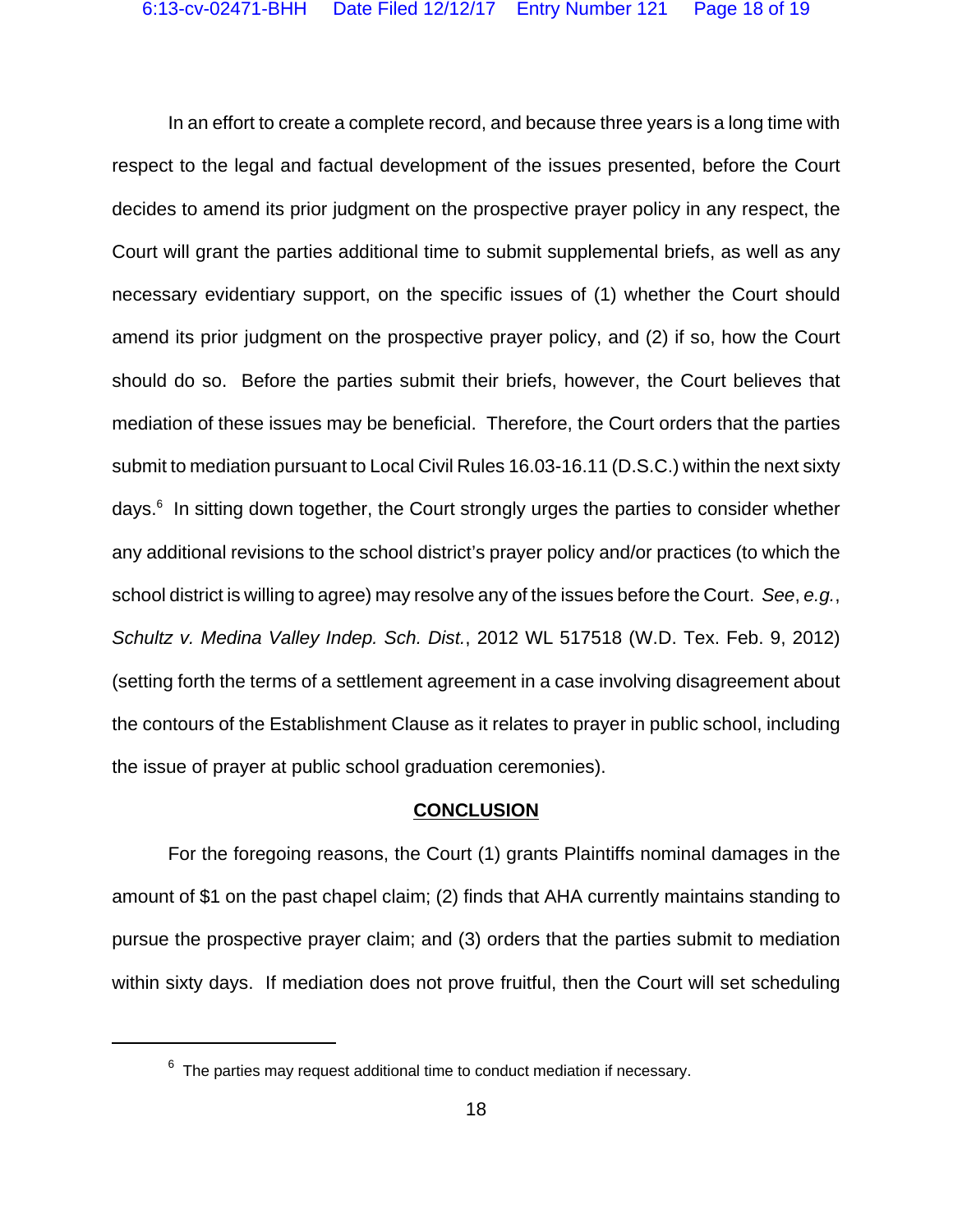In an effort to create a complete record, and because three years is a long time with respect to the legal and factual development of the issues presented, before the Court decides to amend its prior judgment on the prospective prayer policy in any respect, the Court will grant the parties additional time to submit supplemental briefs, as well as any necessary evidentiary support, on the specific issues of (1) whether the Court should amend its prior judgment on the prospective prayer policy, and (2) if so, how the Court should do so. Before the parties submit their briefs, however, the Court believes that mediation of these issues may be beneficial. Therefore, the Court orders that the parties submit to mediation pursuant to Local Civil Rules 16.03-16.11 (D.S.C.) within the next sixty days.[6] In sitting down together, the Court strongly urges the parties to consider whether any additional revisions to the school district's prayer policy and/or practices (to which the school district is willing to agree) may resolve any of the issues before the Court. *See*, *e.g.*, *Schultz v. Medina Valley Indep. Sch. Dist.*, 2012 WL 517518 (W.D. Tex. Feb. 9, 2012) (setting forth the terms of a settlement agreement in a case involving disagreement about the contours of the Establishment Clause as it relates to prayer in public school, including the issue of prayer at public school graduation ceremonies).

## CONCLUSION

For the foregoing reasons, the Court (1) grants Plaintiffs nominal damages in the amount of $1 on the past chapel claim; (2) finds that AHA currently maintains standing to pursue the prospective prayer claim; and (3) orders that the parties submit to mediation within sixty days. If mediation does not prove fruitful, then the Court will set scheduling

---

[6] The parties may request additional time to conduct mediation if necessary.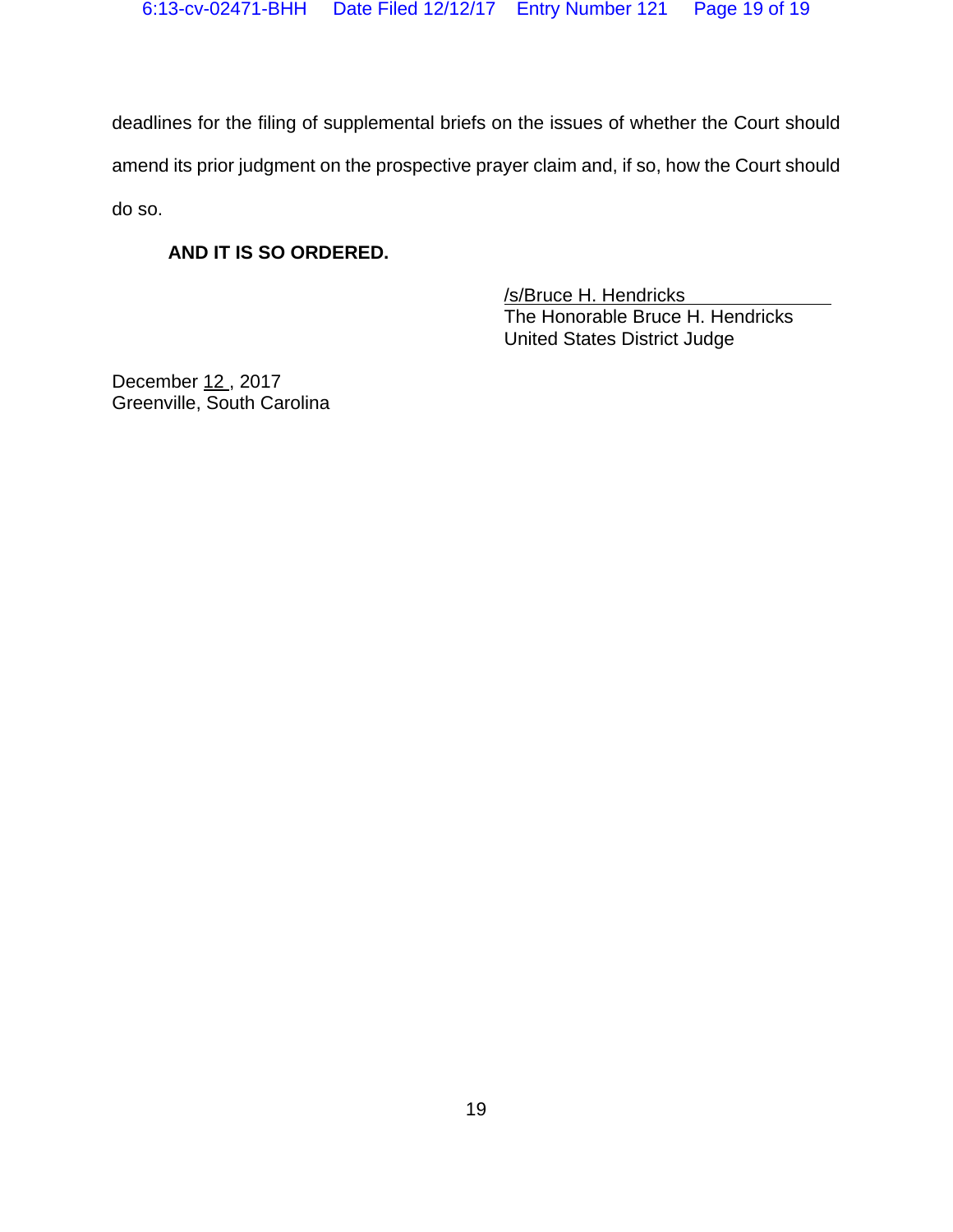deadlines for the filing of supplemental briefs on the issues of whether the Court should amend its prior judgment on the prospective prayer claim and, if so, how the Court should do so.

**AND IT IS SO ORDERED.**

/s/Bruce H. Hendricks
The Honorable Bruce H. Hendricks
United States District Judge

December 12 , 2017
Greenville, South Carolina